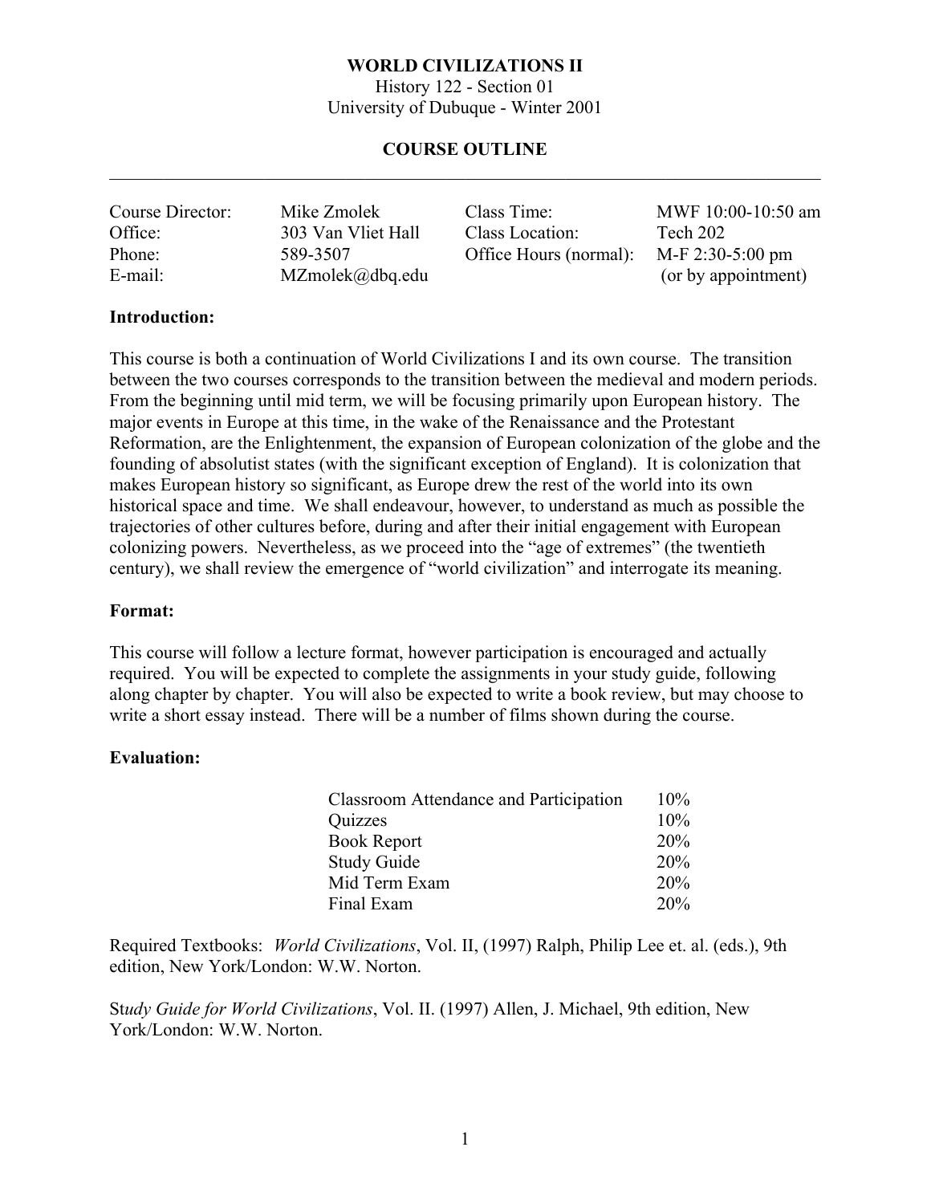# WORLD CIVILIZATIONS II

History 122 - Section 01
University of Dubuque - Winter 2001

## COURSE OUTLINE

| | | | |
|---|---|---|---|
| Course Director: | Mike Zmolek | Class Time: | MWF 10:00-10:50 am |
| Office: | 303 Van Vliet Hall | Class Location: | Tech 202 |
| Phone: | 589-3507 | Office Hours (normal): | M-F 2:30-5:00 pm |
| E-mail: | MZmolek@dbq.edu | | (or by appointment) |

### Introduction:

This course is both a continuation of World Civilizations I and its own course. The transition between the two courses corresponds to the transition between the medieval and modern periods. From the beginning until mid term, we will be focusing primarily upon European history. The major events in Europe at this time, in the wake of the Renaissance and the Protestant Reformation, are the Enlightenment, the expansion of European colonization of the globe and the founding of absolutist states (with the significant exception of England). It is colonization that makes European history so significant, as Europe drew the rest of the world into its own historical space and time. We shall endeavour, however, to understand as much as possible the trajectories of other cultures before, during and after their initial engagement with European colonizing powers. Nevertheless, as we proceed into the "age of extremes" (the twentieth century), we shall review the emergence of "world civilization" and interrogate its meaning.

### Format:

This course will follow a lecture format, however participation is encouraged and actually required. You will be expected to complete the assignments in your study guide, following along chapter by chapter. You will also be expected to write a book review, but may choose to write a short essay instead. There will be a number of films shown during the course.

### Evaluation:

| | |
|---|---|
| Classroom Attendance and Participation | 10% |
| Quizzes | 10% |
| Book Report | 20% |
| Study Guide | 20% |
| Mid Term Exam | 20% |
| Final Exam | 20% |

Required Textbooks: *World Civilizations*, Vol. II, (1997) Ralph, Philip Lee et. al. (eds.), 9th edition, New York/London: W.W. Norton.

St*udy Guide for World Civilizations*, Vol. II. (1997) Allen, J. Michael, 9th edition, New York/London: W.W. Norton.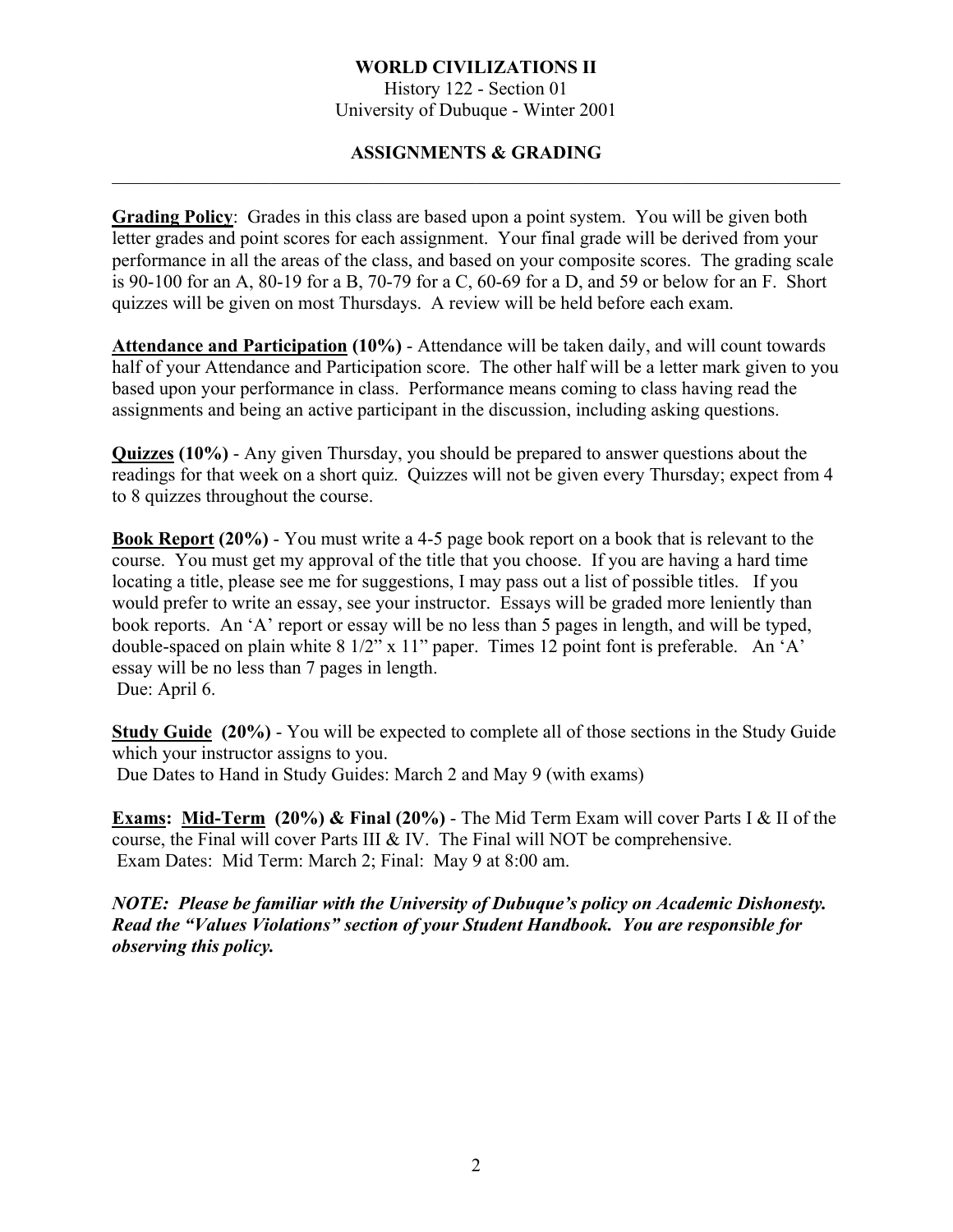**WORLD CIVILIZATIONS II**

History 122 - Section 01
University of Dubuque - Winter 2001

**ASSIGNMENTS & GRADING**

---

**<u>Grading Policy</u>**: Grades in this class are based upon a point system. You will be given both letter grades and point scores for each assignment. Your final grade will be derived from your performance in all the areas of the class, and based on your composite scores. The grading scale is 90-100 for an A, 80-19 for a B, 70-79 for a C, 60-69 for a D, and 59 or below for an F. Short quizzes will be given on most Thursdays. A review will be held before each exam.

**<u>Attendance and Participation</u> (10%)** - Attendance will be taken daily, and will count towards half of your Attendance and Participation score. The other half will be a letter mark given to you based upon your performance in class. Performance means coming to class having read the assignments and being an active participant in the discussion, including asking questions.

**<u>Quizzes</u> (10%)** - Any given Thursday, you should be prepared to answer questions about the readings for that week on a short quiz. Quizzes will not be given every Thursday; expect from 4 to 8 quizzes throughout the course.

**<u>Book Report</u> (20%)** - You must write a 4-5 page book report on a book that is relevant to the course. You must get my approval of the title that you choose. If you are having a hard time locating a title, please see me for suggestions, I may pass out a list of possible titles. If you would prefer to write an essay, see your instructor. Essays will be graded more leniently than book reports. An 'A' report or essay will be no less than 5 pages in length, and will be typed, double-spaced on plain white 8 1/2" x 11" paper. Times 12 point font is preferable. An 'A' essay will be no less than 7 pages in length.
Due: April 6.

**<u>Study Guide</u> (20%)** - You will be expected to complete all of those sections in the Study Guide which your instructor assigns to you.
Due Dates to Hand in Study Guides: March 2 and May 9 (with exams)

**Exams: <u>Mid-Term</u> (20%) & Final (20%)** - The Mid Term Exam will cover Parts I & II of the course, the Final will cover Parts III & IV. The Final will NOT be comprehensive.
Exam Dates: Mid Term: March 2; Final: May 9 at 8:00 am.

***NOTE: Please be familiar with the University of Dubuque's policy on Academic Dishonesty. Read the "Values Violations" section of your Student Handbook. You are responsible for observing this policy.***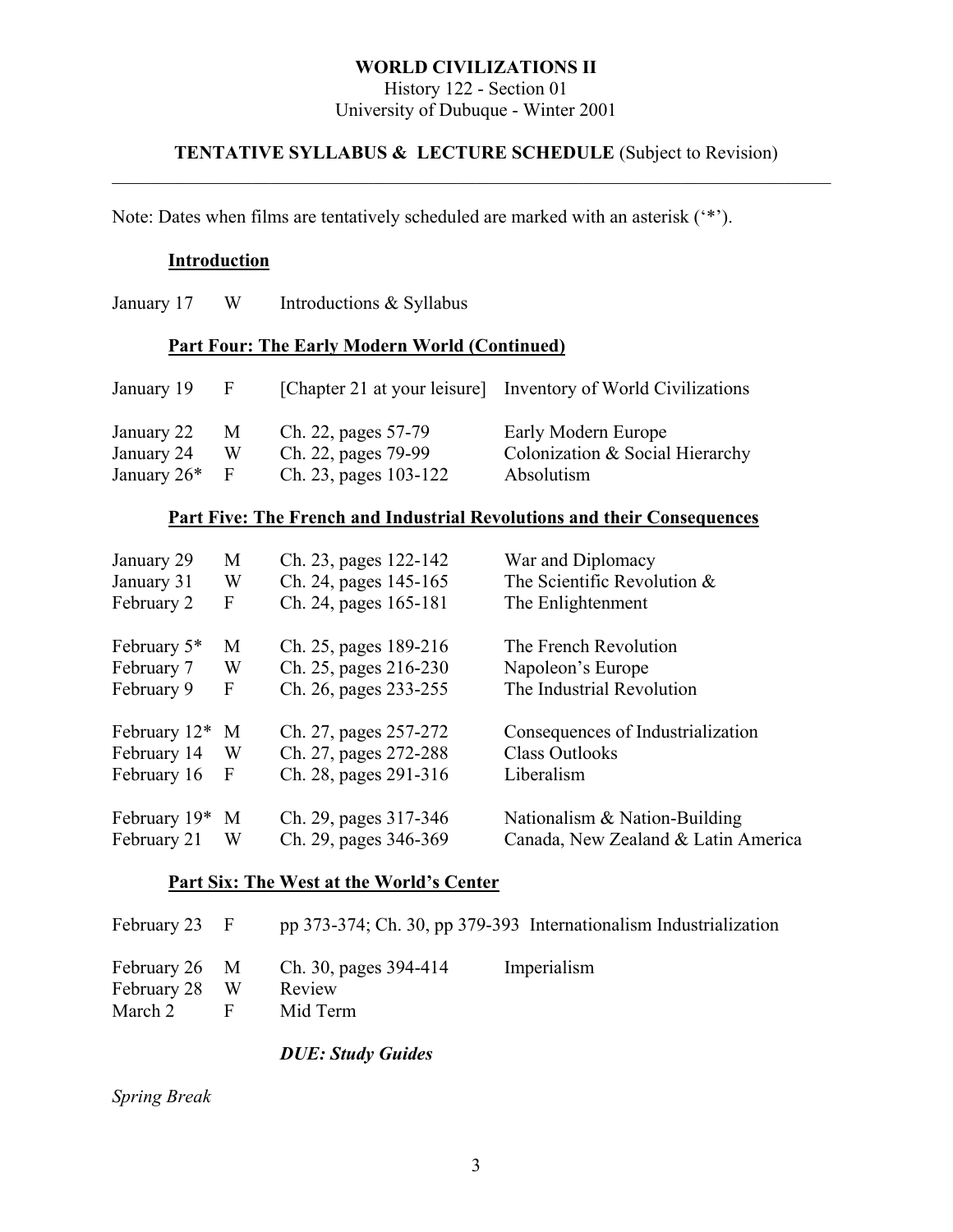**WORLD CIVILIZATIONS II**
History 122 - Section 01
University of Dubuque - Winter 2001

**TENTATIVE SYLLABUS & LECTURE SCHEDULE** (Subject to Revision)

---

Note: Dates when films are tentatively scheduled are marked with an asterisk ('*').

### Introduction

| | | | |
|---|---|---|---|
| January 17 | W | Introductions & Syllabus | |

### Part Four: The Early Modern World (Continued)

| | | | |
|---|---|---|---|
| January 19 | F | [Chapter 21 at your leisure] | Inventory of World Civilizations |
| January 22 | M | Ch. 22, pages 57-79 | Early Modern Europe |
| January 24 | W | Ch. 22, pages 79-99 | Colonization & Social Hierarchy |
| January 26* | F | Ch. 23, pages 103-122 | Absolutism |

### Part Five: The French and Industrial Revolutions and their Consequences

| | | | |
|---|---|---|---|
| January 29 | M | Ch. 23, pages 122-142 | War and Diplomacy |
| January 31 | W | Ch. 24, pages 145-165 | The Scientific Revolution & |
| February 2 | F | Ch. 24, pages 165-181 | The Enlightenment |
| February 5* | M | Ch. 25, pages 189-216 | The French Revolution |
| February 7 | W | Ch. 25, pages 216-230 | Napoleon's Europe |
| February 9 | F | Ch. 26, pages 233-255 | The Industrial Revolution |
| February 12* | M | Ch. 27, pages 257-272 | Consequences of Industrialization |
| February 14 | W | Ch. 27, pages 272-288 | Class Outlooks |
| February 16 | F | Ch. 28, pages 291-316 | Liberalism |
| February 19* | M | Ch. 29, pages 317-346 | Nationalism & Nation-Building |
| February 21 | W | Ch. 29, pages 346-369 | Canada, New Zealand & Latin America |

### Part Six: The West at the World's Center

| | | | |
|---|---|---|---|
| February 23 | F | pp 373-374; Ch. 30, pp 379-393 | Internationalism Industrialization |
| February 26 | M | Ch. 30, pages 394-414 | Imperialism |
| February 28 | W | Review | |
| March 2 | F | Mid Term | |

***DUE: Study Guides***

*Spring Break*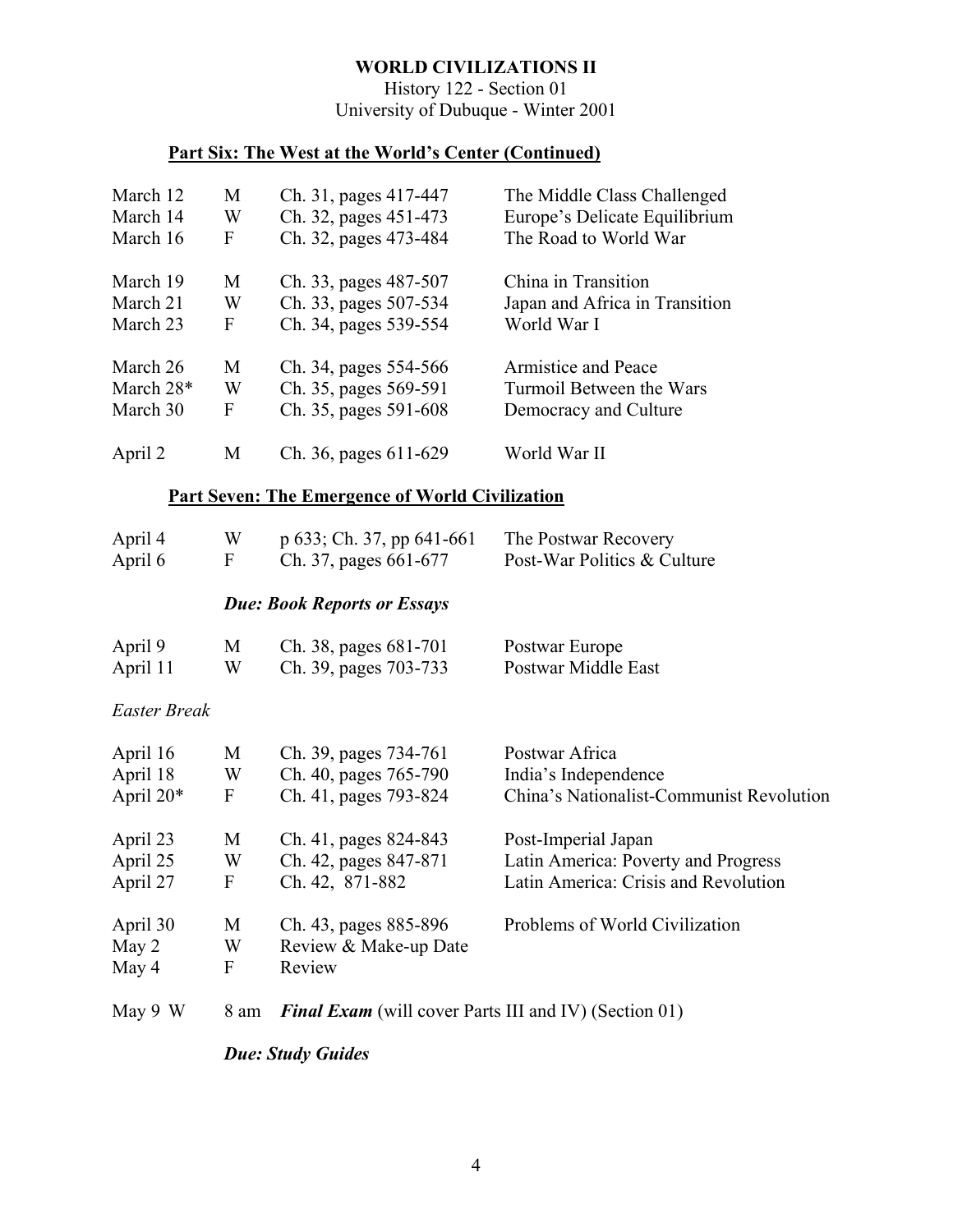**WORLD CIVILIZATIONS II**

History 122 - Section 01

University of Dubuque - Winter 2001

**Part Six: The West at the World's Center (Continued)**

| | | | |
|---|---|---|---|
| March 12 | M | Ch. 31, pages 417-447 | The Middle Class Challenged |
| March 14 | W | Ch. 32, pages 451-473 | Europe's Delicate Equilibrium |
| March 16 | F | Ch. 32, pages 473-484 | The Road to World War |
| March 19 | M | Ch. 33, pages 487-507 | China in Transition |
| March 21 | W | Ch. 33, pages 507-534 | Japan and Africa in Transition |
| March 23 | F | Ch. 34, pages 539-554 | World War I |
| March 26 | M | Ch. 34, pages 554-566 | Armistice and Peace |
| March 28* | W | Ch. 35, pages 569-591 | Turmoil Between the Wars |
| March 30 | F | Ch. 35, pages 591-608 | Democracy and Culture |
| April 2 | M | Ch. 36, pages 611-629 | World War II |

**Part Seven: The Emergence of World Civilization**

| | | | |
|---|---|---|---|
| April 4 | W | p 633; Ch. 37, pp 641-661 | The Postwar Recovery |
| April 6 | F | Ch. 37, pages 661-677 | Post-War Politics & Culture |

***Due: Book Reports or Essays***

| | | | |
|---|---|---|---|
| April 9 | M | Ch. 38, pages 681-701 | Postwar Europe |
| April 11 | W | Ch. 39, pages 703-733 | Postwar Middle East |

*Easter Break*

| | | | |
|---|---|---|---|
| April 16 | M | Ch. 39, pages 734-761 | Postwar Africa |
| April 18 | W | Ch. 40, pages 765-790 | India's Independence |
| April 20* | F | Ch. 41, pages 793-824 | China's Nationalist-Communist Revolution |
| April 23 | M | Ch. 41, pages 824-843 | Post-Imperial Japan |
| April 25 | W | Ch. 42, pages 847-871 | Latin America: Poverty and Progress |
| April 27 | F | Ch. 42, 871-882 | Latin America: Crisis and Revolution |
| April 30 | M | Ch. 43, pages 885-896 | Problems of World Civilization |
| May 2 | W | Review & Make-up Date | |
| May 4 | F | Review | |

May 9 W 8 am ***Final Exam*** (will cover Parts III and IV) (Section 01)

***Due: Study Guides***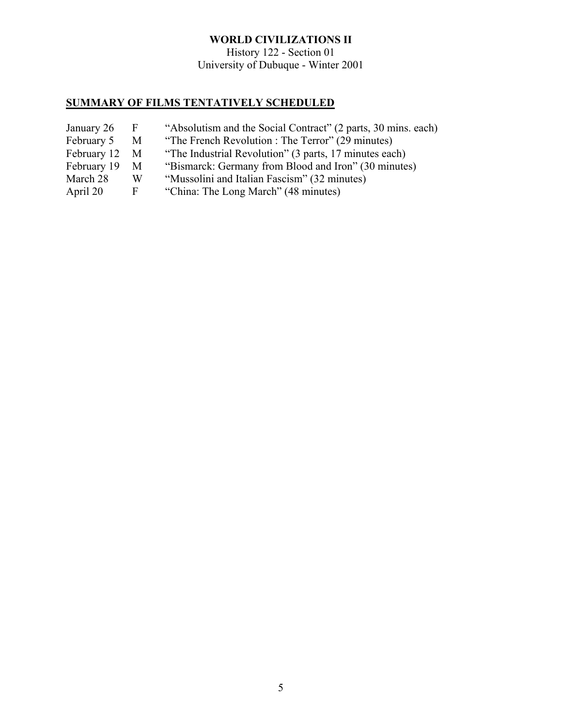**WORLD CIVILIZATIONS II**

History 122 - Section 01

University of Dubuque - Winter 2001

**SUMMARY OF FILMS TENTATIVELY SCHEDULED**

| | | |
|---|---|---|
| January 26 | F | "Absolutism and the Social Contract" (2 parts, 30 mins. each) |
| February 5 | M | "The French Revolution : The Terror" (29 minutes) |
| February 12 | M | "The Industrial Revolution" (3 parts, 17 minutes each) |
| February 19 | M | "Bismarck: Germany from Blood and Iron" (30 minutes) |
| March 28 | W | "Mussolini and Italian Fascism" (32 minutes) |
| April 20 | F | "China: The Long March" (48 minutes) |